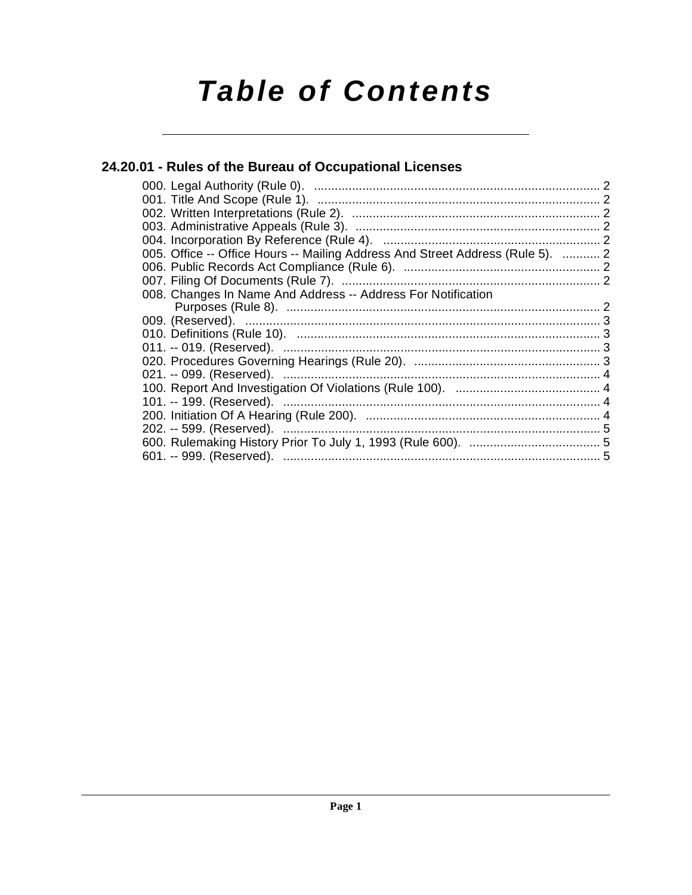# Table of Contents

## 24.20.01 - Rules of the Bureau of Occupational Licenses

000. Legal Authority (Rule 0). ........................................................ 2
001. Title And Scope (Rule 1). ........................................................ 2
002. Written Interpretations (Rule 2). ........................................................ 2
003. Administrative Appeals (Rule 3). ........................................................ 2
004. Incorporation By Reference (Rule 4). ........................................................ 2
005. Office -- Office Hours -- Mailing Address And Street Address (Rule 5). ........... 2
006. Public Records Act Compliance (Rule 6). ........................................................ 2
007. Filing Of Documents (Rule 7). ........................................................ 2
008. Changes In Name And Address -- Address For Notification Purposes (Rule 8). ........................................................ 2
009. (Reserved). ........................................................ 3
010. Definitions (Rule 10). ........................................................ 3
011. -- 019. (Reserved). ........................................................ 3
020. Procedures Governing Hearings (Rule 20). ........................................................ 3
021. -- 099. (Reserved). ........................................................ 4
100. Report And Investigation Of Violations (Rule 100). ........................................................ 4
101. -- 199. (Reserved). ........................................................ 4
200. Initiation Of A Hearing (Rule 200). ........................................................ 4
202. -- 599. (Reserved). ........................................................ 5
600. Rulemaking History Prior To July 1, 1993 (Rule 600). ........................................................ 5
601. -- 999. (Reserved). ........................................................ 5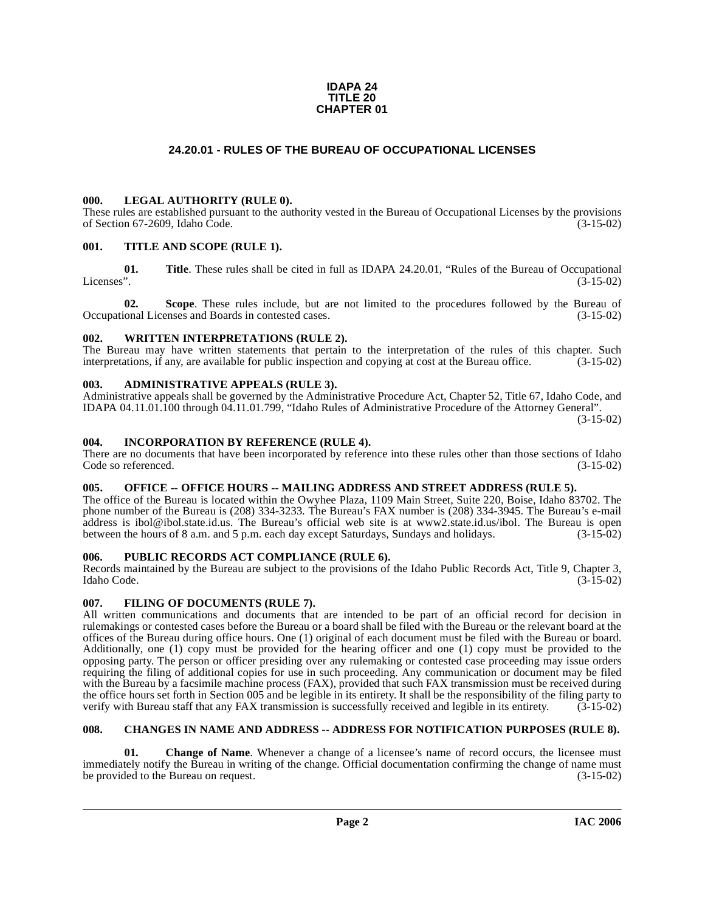**IDAPA 24**
**TITLE 20**
**CHAPTER 01**

# 24.20.01 - RULES OF THE BUREAU OF OCCUPATIONAL LICENSES

### 000. LEGAL AUTHORITY (RULE 0).

These rules are established pursuant to the authority vested in the Bureau of Occupational Licenses by the provisions of Section 67-2609, Idaho Code. (3-15-02)

### 001. TITLE AND SCOPE (RULE 1).

**01. Title**. These rules shall be cited in full as IDAPA 24.20.01, "Rules of the Bureau of Occupational Licenses". (3-15-02)

**02. Scope**. These rules include, but are not limited to the procedures followed by the Bureau of Occupational Licenses and Boards in contested cases. (3-15-02)

### 002. WRITTEN INTERPRETATIONS (RULE 2).

The Bureau may have written statements that pertain to the interpretation of the rules of this chapter. Such interpretations, if any, are available for public inspection and copying at cost at the Bureau office. (3-15-02)

### 003. ADMINISTRATIVE APPEALS (RULE 3).

Administrative appeals shall be governed by the Administrative Procedure Act, Chapter 52, Title 67, Idaho Code, and IDAPA 04.11.01.100 through 04.11.01.799, "Idaho Rules of Administrative Procedure of the Attorney General". (3-15-02)

### 004. INCORPORATION BY REFERENCE (RULE 4).

There are no documents that have been incorporated by reference into these rules other than those sections of Idaho Code so referenced. (3-15-02)

### 005. OFFICE -- OFFICE HOURS -- MAILING ADDRESS AND STREET ADDRESS (RULE 5).

The office of the Bureau is located within the Owyhee Plaza, 1109 Main Street, Suite 220, Boise, Idaho 83702. The phone number of the Bureau is (208) 334-3233. The Bureau's FAX number is (208) 334-3945. The Bureau's e-mail address is ibol@ibol.state.id.us. The Bureau's official web site is at www2.state.id.us/ibol. The Bureau is open between the hours of 8 a.m. and 5 p.m. each day except Saturdays, Sundays and holidays. (3-15-02)

### 006. PUBLIC RECORDS ACT COMPLIANCE (RULE 6).

Records maintained by the Bureau are subject to the provisions of the Idaho Public Records Act, Title 9, Chapter 3, Idaho Code. (3-15-02)

### 007. FILING OF DOCUMENTS (RULE 7).

All written communications and documents that are intended to be part of an official record for decision in rulemakings or contested cases before the Bureau or a board shall be filed with the Bureau or the relevant board at the offices of the Bureau during office hours. One (1) original of each document must be filed with the Bureau or board. Additionally, one (1) copy must be provided for the hearing officer and one (1) copy must be provided to the opposing party. The person or officer presiding over any rulemaking or contested case proceeding may issue orders requiring the filing of additional copies for use in such proceeding. Any communication or document may be filed with the Bureau by a facsimile machine process (FAX), provided that such FAX transmission must be received during the office hours set forth in Section 005 and be legible in its entirety. It shall be the responsibility of the filing party to verify with Bureau staff that any FAX transmission is successfully received and legible in its entirety. (3-15-02)

### 008. CHANGES IN NAME AND ADDRESS -- ADDRESS FOR NOTIFICATION PURPOSES (RULE 8).

**01. Change of Name**. Whenever a change of a licensee's name of record occurs, the licensee must immediately notify the Bureau in writing of the change. Official documentation confirming the change of name must be provided to the Bureau on request. (3-15-02)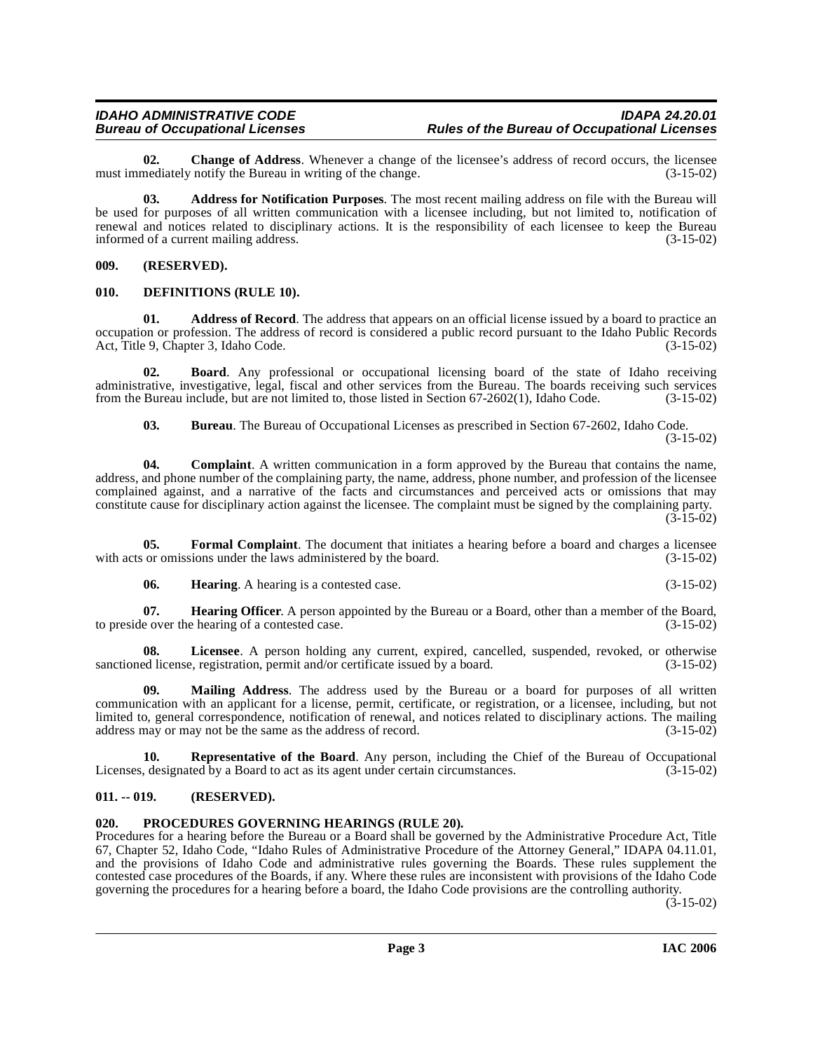**02. Change of Address**. Whenever a change of the licensee's address of record occurs, the licensee must immediately notify the Bureau in writing of the change. (3-15-02)

**03. Address for Notification Purposes**. The most recent mailing address on file with the Bureau will be used for purposes of all written communication with a licensee including, but not limited to, notification of renewal and notices related to disciplinary actions. It is the responsibility of each licensee to keep the Bureau informed of a current mailing address. (3-15-02)

## 009. (RESERVED).

## 010. DEFINITIONS (RULE 10).

**01. Address of Record**. The address that appears on an official license issued by a board to practice an occupation or profession. The address of record is considered a public record pursuant to the Idaho Public Records Act, Title 9, Chapter 3, Idaho Code. (3-15-02)

**02. Board**. Any professional or occupational licensing board of the state of Idaho receiving administrative, investigative, legal, fiscal and other services from the Bureau. The boards receiving such services from the Bureau include, but are not limited to, those listed in Section 67-2602(1), Idaho Code. (3-15-02)

**03. Bureau**. The Bureau of Occupational Licenses as prescribed in Section 67-2602, Idaho Code. (3-15-02)

**04. Complaint**. A written communication in a form approved by the Bureau that contains the name, address, and phone number of the complaining party, the name, address, phone number, and profession of the licensee complained against, and a narrative of the facts and circumstances and perceived acts or omissions that may constitute cause for disciplinary action against the licensee. The complaint must be signed by the complaining party. (3-15-02)

**05. Formal Complaint**. The document that initiates a hearing before a board and charges a licensee with acts or omissions under the laws administered by the board. (3-15-02)

**06. Hearing**. A hearing is a contested case. (3-15-02)

**07. Hearing Officer**. A person appointed by the Bureau or a Board, other than a member of the Board, to preside over the hearing of a contested case. (3-15-02)

**08. Licensee**. A person holding any current, expired, cancelled, suspended, revoked, or otherwise sanctioned license, registration, permit and/or certificate issued by a board. (3-15-02)

**09. Mailing Address**. The address used by the Bureau or a board for purposes of all written communication with an applicant for a license, permit, certificate, or registration, or a licensee, including, but not limited to, general correspondence, notification of renewal, and notices related to disciplinary actions. The mailing address may or may not be the same as the address of record. (3-15-02)

**10. Representative of the Board**. Any person, including the Chief of the Bureau of Occupational Licenses, designated by a Board to act as its agent under certain circumstances. (3-15-02)

## 011. -- 019. (RESERVED).

## 020. PROCEDURES GOVERNING HEARINGS (RULE 20).

Procedures for a hearing before the Bureau or a Board shall be governed by the Administrative Procedure Act, Title 67, Chapter 52, Idaho Code, "Idaho Rules of Administrative Procedure of the Attorney General," IDAPA 04.11.01, and the provisions of Idaho Code and administrative rules governing the Boards. These rules supplement the contested case procedures of the Boards, if any. Where these rules are inconsistent with provisions of the Idaho Code governing the procedures for a hearing before a board, the Idaho Code provisions are the controlling authority. (3-15-02)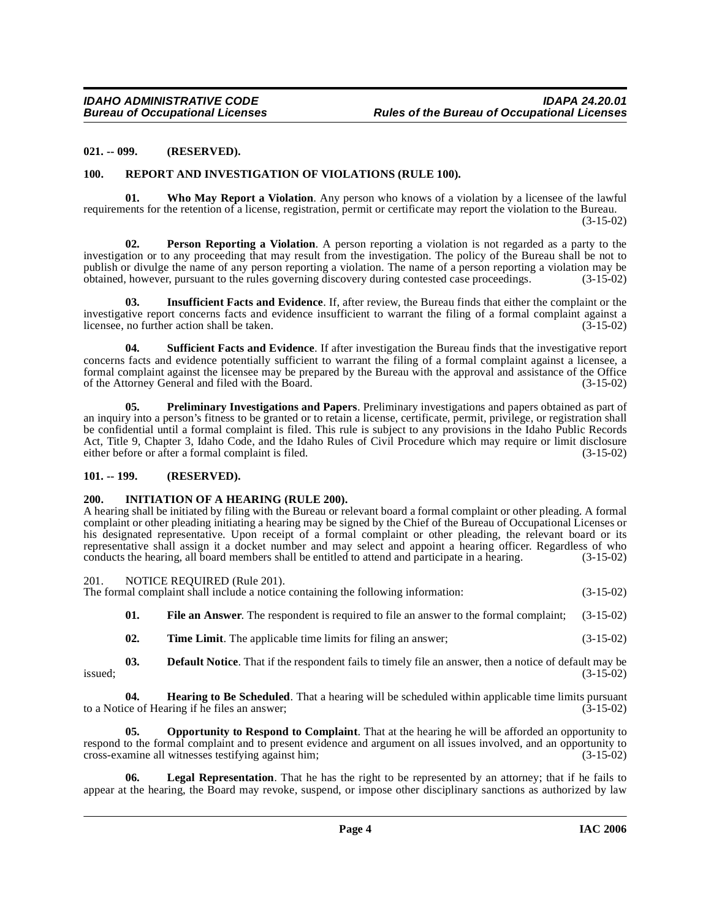### 021. -- 099. (RESERVED).

### 100. REPORT AND INVESTIGATION OF VIOLATIONS (RULE 100).

**01. Who May Report a Violation**. Any person who knows of a violation by a licensee of the lawful requirements for the retention of a license, registration, permit or certificate may report the violation to the Bureau. (3-15-02)

**02. Person Reporting a Violation**. A person reporting a violation is not regarded as a party to the investigation or to any proceeding that may result from the investigation. The policy of the Bureau shall be not to publish or divulge the name of any person reporting a violation. The name of a person reporting a violation may be obtained, however, pursuant to the rules governing discovery during contested case proceedings. (3-15-02)

**03. Insufficient Facts and Evidence**. If, after review, the Bureau finds that either the complaint or the investigative report concerns facts and evidence insufficient to warrant the filing of a formal complaint against a licensee, no further action shall be taken. (3-15-02)

**04. Sufficient Facts and Evidence**. If after investigation the Bureau finds that the investigative report concerns facts and evidence potentially sufficient to warrant the filing of a formal complaint against a licensee, a formal complaint against the licensee may be prepared by the Bureau with the approval and assistance of the Office of the Attorney General and filed with the Board. (3-15-02)

**05. Preliminary Investigations and Papers**. Preliminary investigations and papers obtained as part of an inquiry into a person's fitness to be granted or to retain a license, certificate, permit, privilege, or registration shall be confidential until a formal complaint is filed. This rule is subject to any provisions in the Idaho Public Records Act, Title 9, Chapter 3, Idaho Code, and the Idaho Rules of Civil Procedure which may require or limit disclosure either before or after a formal complaint is filed. (3-15-02)

### 101. -- 199. (RESERVED).

### 200. INITIATION OF A HEARING (RULE 200).

A hearing shall be initiated by filing with the Bureau or relevant board a formal complaint or other pleading. A formal complaint or other pleading initiating a hearing may be signed by the Chief of the Bureau of Occupational Licenses or his designated representative. Upon receipt of a formal complaint or other pleading, the relevant board or its representative shall assign it a docket number and may select and appoint a hearing officer. Regardless of who conducts the hearing, all board members shall be entitled to attend and participate in a hearing. (3-15-02)

### 201. NOTICE REQUIRED (Rule 201).

The formal complaint shall include a notice containing the following information: (3-15-02)

**01. File an Answer**. The respondent is required to file an answer to the formal complaint; (3-15-02)

**02. Time Limit**. The applicable time limits for filing an answer; (3-15-02)

**03. Default Notice**. That if the respondent fails to timely file an answer, then a notice of default may be issued; (3-15-02)

**04. Hearing to Be Scheduled**. That a hearing will be scheduled within applicable time limits pursuant to a Notice of Hearing if he files an answer; (3-15-02)

**05. Opportunity to Respond to Complaint**. That at the hearing he will be afforded an opportunity to respond to the formal complaint and to present evidence and argument on all issues involved, and an opportunity to cross-examine all witnesses testifying against him; (3-15-02)

**06. Legal Representation**. That he has the right to be represented by an attorney; that if he fails to appear at the hearing, the Board may revoke, suspend, or impose other disciplinary sanctions as authorized by law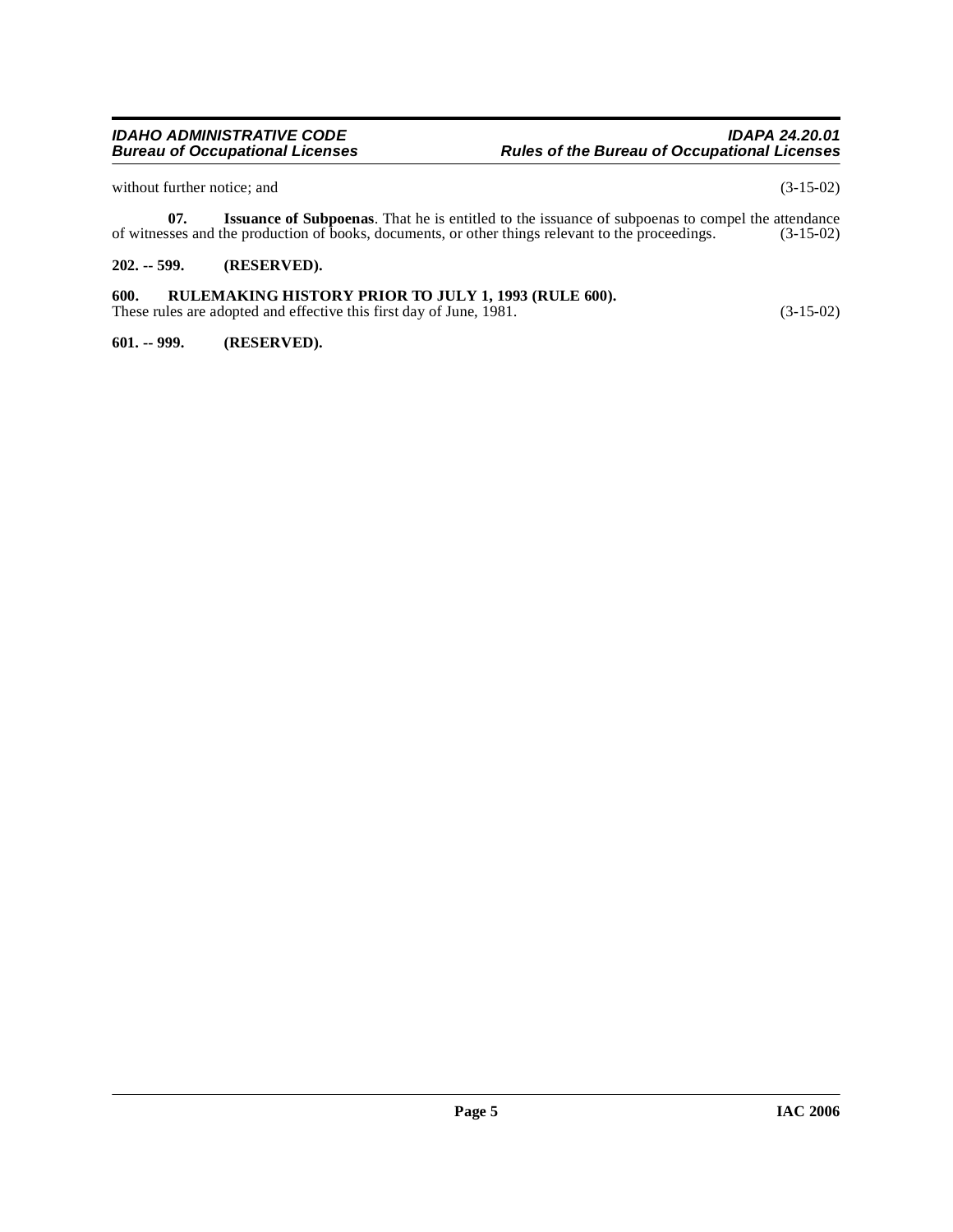without further notice; and (3-15-02)

**07. Issuance of Subpoenas**. That he is entitled to the issuance of subpoenas to compel the attendance of witnesses and the production of books, documents, or other things relevant to the proceedings. (3-15-02)

**202. -- 599. (RESERVED).**

**600. RULEMAKING HISTORY PRIOR TO JULY 1, 1993 (RULE 600).**

These rules are adopted and effective this first day of June, 1981. (3-15-02)

**601. -- 999. (RESERVED).**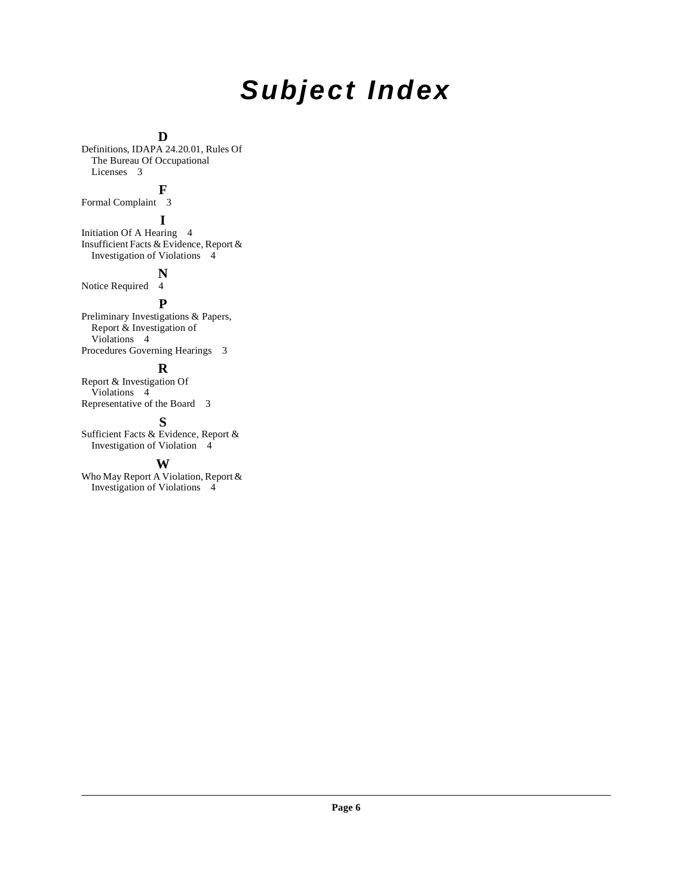# *Subject Index*

**D**

Definitions, IDAPA 24.20.01, Rules Of The Bureau Of Occupational Licenses 3

**F**

Formal Complaint 3

**I**

Initiation Of A Hearing 4
Insufficient Facts & Evidence, Report & Investigation of Violations 4

**N**

Notice Required 4

**P**

Preliminary Investigations & Papers, Report & Investigation of Violations 4
Procedures Governing Hearings 3

**R**

Report & Investigation Of Violations 4
Representative of the Board 3

**S**

Sufficient Facts & Evidence, Report & Investigation of Violation 4

**W**

Who May Report A Violation, Report & Investigation of Violations 4